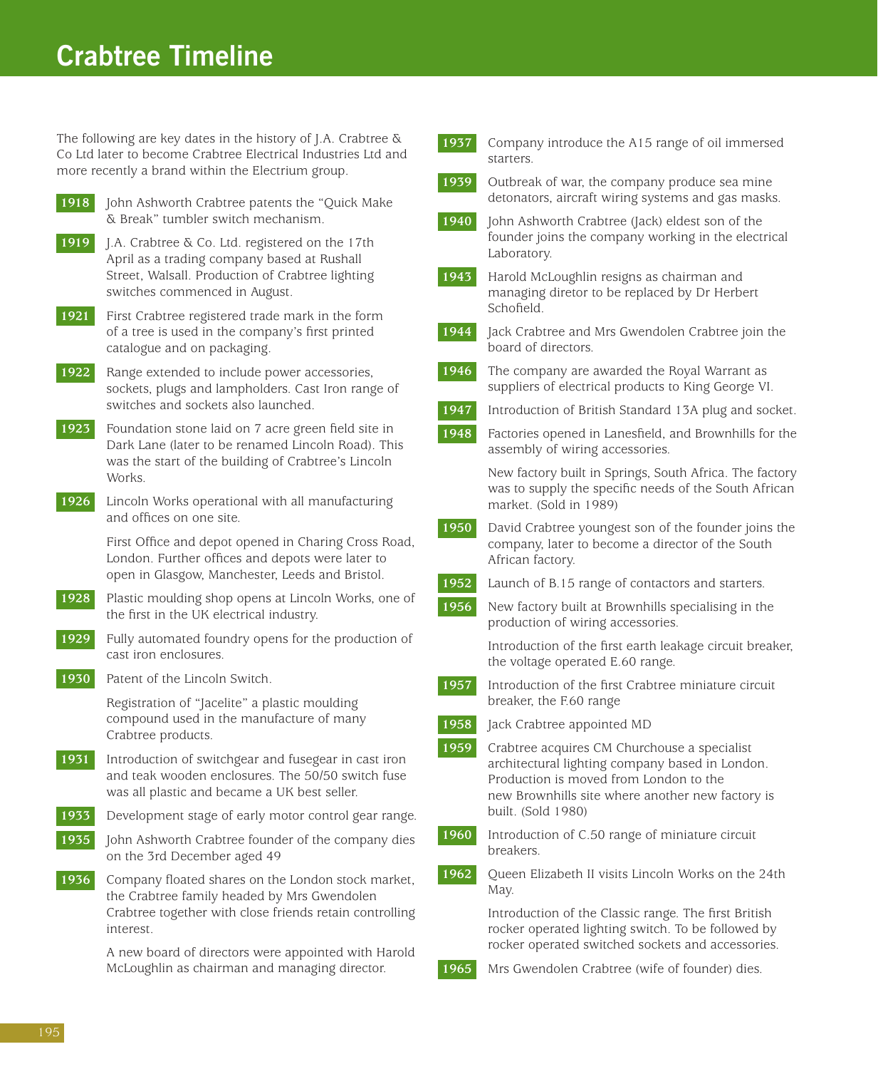# Crabtree Timeline

The following are key dates in the history of J.A. Crabtree & Co Ltd later to become Crabtree Electrical Industries Ltd and more recently a brand within the Electrium group.

**1918** John Ashworth Crabtree patents the "Quick Make & Break" tumbler switch mechanism.

**1919** J.A. Crabtree & Co. Ltd. registered on the 17th April as a trading company based at Rushall Street, Walsall. Production of Crabtree lighting switches commenced in August.

**1921** First Crabtree registered trade mark in the form of a tree is used in the company's first printed catalogue and on packaging.

**1922** Range extended to include power accessories, sockets, plugs and lampholders. Cast Iron range of switches and sockets also launched.

**1923** Foundation stone laid on 7 acre green field site in Dark Lane (later to be renamed Lincoln Road). This was the start of the building of Crabtree's Lincoln Works.

**1926** Lincoln Works operational with all manufacturing and offices on one site.

First Office and depot opened in Charing Cross Road, London. Further offices and depots were later to open in Glasgow, Manchester, Leeds and Bristol.

**1928** Plastic moulding shop opens at Lincoln Works, one of the first in the UK electrical industry.

**1929** Fully automated foundry opens for the production of cast iron enclosures.

**1930** Patent of the Lincoln Switch.

Registration of "Jacelite" a plastic moulding compound used in the manufacture of many Crabtree products.

**1931** Introduction of switchgear and fusegear in cast iron and teak wooden enclosures. The 50/50 switch fuse was all plastic and became a UK best seller.

**1933** Development stage of early motor control gear range.

**1935** John Ashworth Crabtree founder of the company dies on the 3rd December aged 49

**1936** Company floated shares on the London stock market, the Crabtree family headed by Mrs Gwendolen Crabtree together with close friends retain controlling interest.

A new board of directors were appointed with Harold McLoughlin as chairman and managing director.

**1937** Company introduce the A15 range of oil immersed starters.

**1939** Outbreak of war, the company produce sea mine detonators, aircraft wiring systems and gas masks.

**1940** John Ashworth Crabtree (Jack) eldest son of the founder joins the company working in the electrical Laboratory.

**1943** Harold McLoughlin resigns as chairman and managing diretor to be replaced by Dr Herbert Schofield.

**1944** Jack Crabtree and Mrs Gwendolen Crabtree join the board of directors.

**1946** The company are awarded the Royal Warrant as suppliers of electrical products to King George VI.

**1947** Introduction of British Standard 13A plug and socket.

**1948** Factories opened in Lanesfield, and Brownhills for the assembly of wiring accessories.

New factory built in Springs, South Africa. The factory was to supply the specific needs of the South African market. (Sold in 1989)

**1950** David Crabtree youngest son of the founder joins the company, later to become a director of the South African factory.

**1952** Launch of B.15 range of contactors and starters.

**1956** New factory built at Brownhills specialising in the production of wiring accessories.

Introduction of the first earth leakage circuit breaker, the voltage operated E.60 range.

**1957** Introduction of the first Crabtree miniature circuit breaker, the F.60 range

**1958** Jack Crabtree appointed MD

**1959** Crabtree acquires CM Churchouse a specialist architectural lighting company based in London. Production is moved from London to the new Brownhills site where another new factory is built. (Sold 1980)

**1960** Introduction of C.50 range of miniature circuit breakers.

**1962** Queen Elizabeth II visits Lincoln Works on the 24th May.

Introduction of the Classic range. The first British rocker operated lighting switch. To be followed by rocker operated switched sockets and accessories.

**1965** Mrs Gwendolen Crabtree (wife of founder) dies.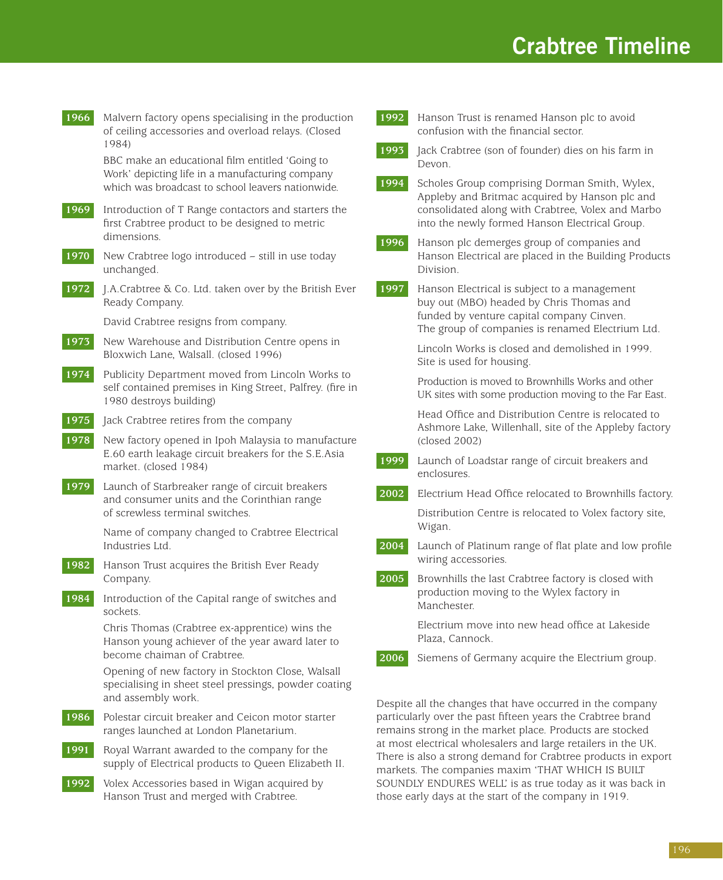# Crabtree Timeline

**1966** Malvern factory opens specialising in the production of ceiling accessories and overload relays. (Closed 1984)

BBC make an educational film entitled 'Going to Work' depicting life in a manufacturing company which was broadcast to school leavers nationwide.

**1969** Introduction of T Range contactors and starters the first Crabtree product to be designed to metric dimensions.

**1970** New Crabtree logo introduced – still in use today unchanged.

**1972** J.A.Crabtree & Co. Ltd. taken over by the British Ever Ready Company.

David Crabtree resigns from company.

**1973** New Warehouse and Distribution Centre opens in Bloxwich Lane, Walsall. (closed 1996)

**1974** Publicity Department moved from Lincoln Works to self contained premises in King Street, Palfrey. (fire in 1980 destroys building)

**1975** Jack Crabtree retires from the company

**1978** New factory opened in Ipoh Malaysia to manufacture E.60 earth leakage circuit breakers for the S.E.Asia market. (closed 1984)

**1979** Launch of Starbreaker range of circuit breakers and consumer units and the Corinthian range of screwless terminal switches.

Name of company changed to Crabtree Electrical Industries Ltd.

**1982** Hanson Trust acquires the British Ever Ready Company.

**1984** Introduction of the Capital range of switches and sockets.

Chris Thomas (Crabtree ex-apprentice) wins the Hanson young achiever of the year award later to become chaiman of Crabtree.

Opening of new factory in Stockton Close, Walsall specialising in sheet steel pressings, powder coating and assembly work.

**1986** Polestar circuit breaker and Ceicon motor starter ranges launched at London Planetarium.

**1991** Royal Warrant awarded to the company for the supply of Electrical products to Queen Elizabeth II.

**1992** Volex Accessories based in Wigan acquired by Hanson Trust and merged with Crabtree.

**1992** Hanson Trust is renamed Hanson plc to avoid confusion with the financial sector.

**1993** Jack Crabtree (son of founder) dies on his farm in Devon.

**1994** Scholes Group comprising Dorman Smith, Wylex, Appleby and Britmac acquired by Hanson plc and consolidated along with Crabtree, Volex and Marbo into the newly formed Hanson Electrical Group.

**1996** Hanson plc demerges group of companies and Hanson Electrical are placed in the Building Products Division.

**1997** Hanson Electrical is subject to a management buy out (MBO) headed by Chris Thomas and funded by venture capital company Cinven. The group of companies is renamed Electrium Ltd.

Lincoln Works is closed and demolished in 1999. Site is used for housing.

Production is moved to Brownhills Works and other UK sites with some production moving to the Far East.

Head Office and Distribution Centre is relocated to Ashmore Lake, Willenhall, site of the Appleby factory (closed 2002)

**1999** Launch of Loadstar range of circuit breakers and enclosures.

**2002** Electrium Head Office relocated to Brownhills factory.

Distribution Centre is relocated to Volex factory site, Wigan.

**2004** Launch of Platinum range of flat plate and low profile wiring accessories.

**2005** Brownhills the last Crabtree factory is closed with production moving to the Wylex factory in Manchester.

Electrium move into new head office at Lakeside Plaza, Cannock.

**2006** Siemens of Germany acquire the Electrium group.

Despite all the changes that have occurred in the company particularly over the past fifteen years the Crabtree brand remains strong in the market place. Products are stocked at most electrical wholesalers and large retailers in the UK. There is also a strong demand for Crabtree products in export markets. The companies maxim 'THAT WHICH IS BUILT SOUNDLY ENDURES WELL' is as true today as it was back in those early days at the start of the company in 1919.